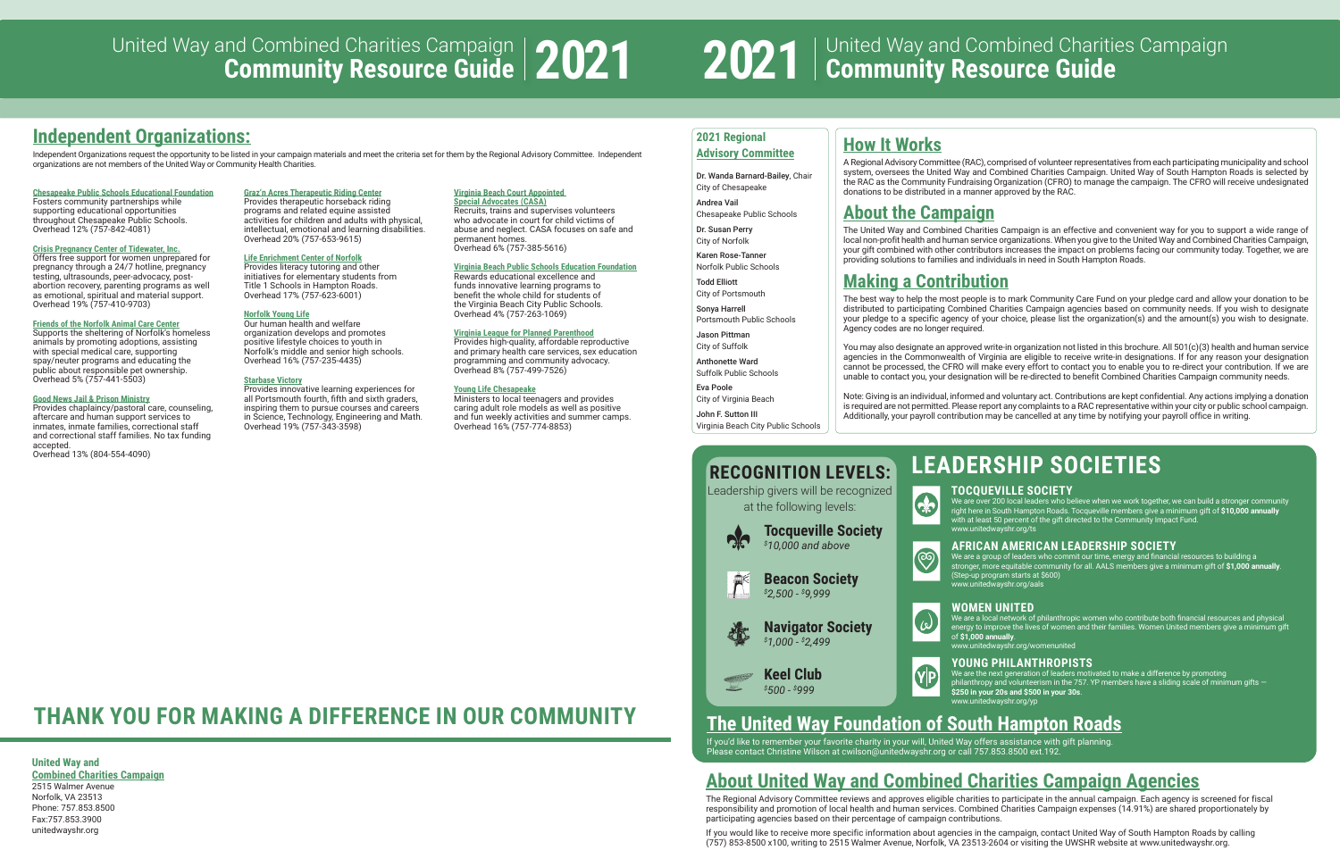# United Way and Combined Charities Campaign 2021 Community Resource Guide

## Independent Organizations:

Independent Organizations request the opportunity to be listed in your campaign materials and meet the criteria set for them by the Regional Advisory Committee. Independent organizations are not members of the United Way or Community Health Charities.

**Chesapeake Public Schools Educational Foundation**
Fosters community partnerships while supporting educational opportunities throughout Chesapeake Public Schools.
Overhead 12% (757-842-4081)

**Crisis Pregnancy Center of Tidewater, Inc.**
Offers free support for women unprepared for pregnancy through a 24/7 hotline, pregnancy testing, ultrasounds, peer-advocacy, post-abortion recovery, parenting programs as well as emotional, spiritual and material support.
Overhead 19% (757-410-9703)

**Friends of the Norfolk Animal Care Center**
Supports the sheltering of Norfolk's homeless animals by promoting adoptions, assisting with special medical care, supporting spay/neuter programs and educating the public about responsible pet ownership.
Overhead 5% (757-441-5503)

**Good News Jail & Prison Ministry**
Provides chaplaincy/pastoral care, counseling, aftercare and human support services to inmates, inmate families, correctional staff and correctional staff families. No tax funding accepted.
Overhead 13% (804-554-4090)

**Graz'n Acres Therapeutic Riding Center**
Provides therapeutic horseback riding programs and related equine assisted activities for children and adults with physical, intellectual, emotional and learning disabilities.
Overhead 20% (757-653-9615)

**Life Enrichment Center of Norfolk**
Provides literacy tutoring and other initiatives for elementary students from Title 1 Schools in Hampton Roads.
Overhead 17% (757-623-6001)

**Norfolk Young Life**
Our human health and welfare organization develops and promotes positive lifestyle choices to youth in Norfolk's middle and senior high schools.
Overhead 16% (757-235-4435)

**Starbase Victory**
Provides innovative learning experiences for all Portsmouth fourth, fifth and sixth graders, inspiring them to pursue courses and careers in Science, Technology, Engineering and Math.
Overhead 19% (757-343-3598)

**Virginia Beach Court Appointed Special Advocates (CASA)**
Recruits, trains and supervises volunteers who advocate in court for child victims of abuse and neglect. CASA focuses on safe and permanent homes.
Overhead 6% (757-385-5616)

**Virginia Beach Public Schools Education Foundation**
Rewards educational excellence and funds innovative learning programs to benefit the whole child for students of the Virginia Beach City Public Schools.
Overhead 4% (757-263-1069)

**Virginia League for Planned Parenthood**
Provides high-quality, affordable reproductive and primary health care services, sex education programming and community advocacy.
Overhead 8% (757-499-7526)

**Young Life Chesapeake**
Ministers to local teenagers and provides caring adult role models as well as positive and fun weekly activities and summer camps.
Overhead 16% (757-774-8853)

## THANK YOU FOR MAKING A DIFFERENCE IN OUR COMMUNITY

**United Way and Combined Charities Campaign**
2515 Walmer Avenue
Norfolk, VA 23513
Phone: 757.853.8500
Fax:757.853.3900
unitedwayshr.org

### 2021 Regional Advisory Committee

Dr. Wanda Barnard-Bailey, Chair
City of Chesapeake

Andrea Vail
Chesapeake Public Schools

Dr. Susan Perry
City of Norfolk

Karen Rose-Tanner
Norfolk Public Schools

Todd Elliott
City of Portsmouth

Sonya Harrell
Portsmouth Public Schools

Jason Pittman
City of Suffolk

Anthonette Ward
Suffolk Public Schools

Eva Poole
City of Virginia Beach

John F. Sutton III
Virginia Beach City Public Schools

## How It Works

A Regional Advisory Committee (RAC), comprised of volunteer representatives from each participating municipality and school system, oversees the United Way and Combined Charities Campaign. United Way of South Hampton Roads is selected by the RAC as the Community Fundraising Organization (CFRO) to manage the campaign. The CFRO will receive undesignated donations to be distributed in a manner approved by the RAC.

## About the Campaign

The United Way and Combined Charities Campaign is an effective and convenient way for you to support a wide range of local non-profit health and human service organizations. When you give to the United Way and Combined Charities Campaign, your gift combined with other contributors increases the impact on problems facing our community today. Together, we are providing solutions to families and individuals in need in South Hampton Roads.

## Making a Contribution

The best way to help the most people is to mark Community Care Fund on your pledge card and allow your donation to be distributed to participating Combined Charities Campaign agencies based on community needs. If you wish to designate your pledge to a specific agency of your choice, please list the organization(s) and the amount(s) you wish to designate. Agency codes are no longer required.

You may also designate an approved write-in organization not listed in this brochure. All 501(c)(3) health and human service agencies in the Commonwealth of Virginia are eligible to receive write-in designations. If for any reason your designation cannot be processed, the CFRO will make every effort to contact you to enable you to re-direct your contribution. If we are unable to contact you, your designation will be re-directed to benefit Combined Charities Campaign community needs.

Note: Giving is an individual, informed and voluntary act. Contributions are kept confidential. Any actions implying a donation is required are not permitted. Please report any complaints to a RAC representative within your city or public school campaign. Additionally, your payroll contribution may be cancelled at any time by notifying your payroll office in writing.

## RECOGNITION LEVELS:

Leadership givers will be recognized at the following levels:

**Tocqueville Society**
*$10,000 and above*

**Beacon Society**
*$2,500 - $9,999*

**Navigator Society**
*$1,000 - $2,499*

**Keel Club**
*$500 - $999*

## LEADERSHIP SOCIETIES

### TOCQUEVILLE SOCIETY

We are over 200 local leaders who believe when we work together, we can build a stronger community right here in South Hampton Roads. Tocqueville members give a minimum gift of **$10,000 annually** with at least 50 percent of the gift directed to the Community Impact Fund.
www.unitedwayshr.org/ts

### AFRICAN AMERICAN LEADERSHIP SOCIETY

We are a group of leaders who commit our time, energy and financial resources to building a stronger, more equitable community for all. AALS members give a minimum gift of **$1,000 annually**. (Step-up program starts at $600)
www.unitedwayshr.org/aals

### WOMEN UNITED

We are a local network of philanthropic women who contribute both financial resources and physical energy to improve the lives of women and their families. Women United members give a minimum gift of **$1,000 annually**.
www.unitedwayshr.org/womenunited

### YOUNG PHILANTHROPISTS

We are the next generation of leaders motivated to make a difference by promoting philanthropy and volunteerism in the 757. YP members have a sliding scale of minimum gifts — **$250 in your 20s and $500 in your 30s**.
www.unitedwayshr.org/yp

## The United Way Foundation of South Hampton Roads

If you'd like to remember your favorite charity in your will, United Way offers assistance with gift planning. Please contact Christine Wilson at cwilson@unitedwayshr.org or call 757.853.8500 ext.192.

## About United Way and Combined Charities Campaign Agencies

The Regional Advisory Committee reviews and approves eligible charities to participate in the annual campaign. Each agency is screened for fiscal responsibility and promotion of local health and human services. Combined Charities Campaign expenses (14.91%) are shared proportionately by participating agencies based on their percentage of campaign contributions.

If you would like to receive more specific information about agencies in the campaign, contact United Way of South Hampton Roads by calling (757) 853-8500 x100, writing to 2515 Walmer Avenue, Norfolk, VA 23513-2604 or visiting the UWSHR website at www.unitedwayshr.org.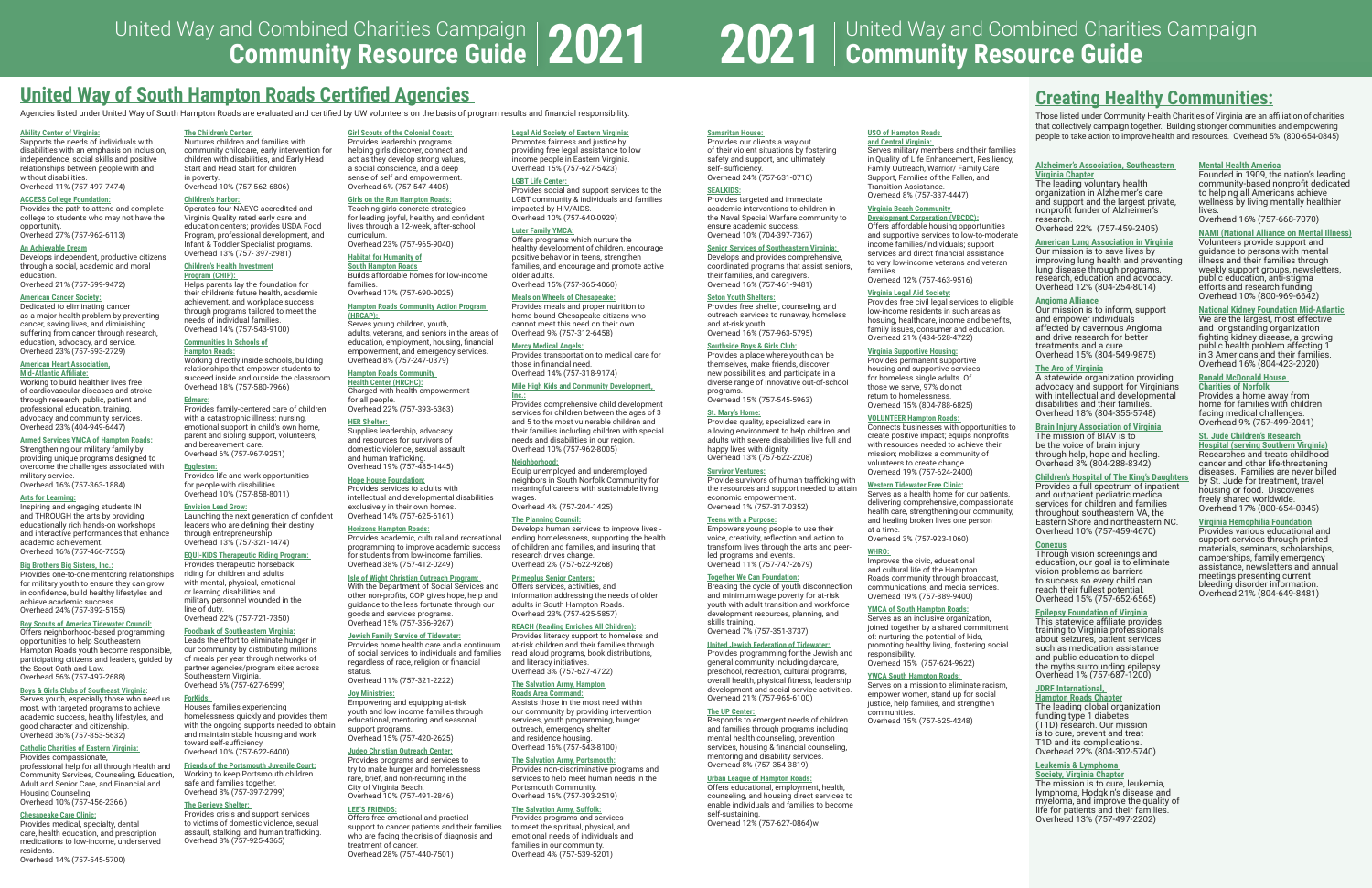# United Way and Combined Charities Campaign Community Resource Guide 2021

## United Way of South Hampton Roads Certified Agencies

Agencies listed under United Way of South Hampton Roads are evaluated and certified by UW volunteers on the basis of program results and financial responsibility.

**Ability Center of Virginia:**
Supports the needs of individuals with disabilities with an emphasis on inclusion, independence, social skills and positive relationships between people with and without disabilities.
Overhead 11% (757-497-7474)

**ACCESS College Foundation:**
Provides the path to attend and complete college to students who may not have the opportunity.
Overhead 27% (757-962-6113)

**An Achievable Dream**
Develops independent, productive citizens through a social, academic and moral education.
Overhead 21% (757-599-9472)

**American Cancer Society:**
Dedicated to eliminating cancer as a major health problem by preventing cancer, saving lives, and diminishing suffering from cancer through research, education, advocacy, and service.
Overhead 23% (757-593-2729)

**American Heart Association, Mid-Atlantic Affiliate:**
Working to build healthier lives free of cardiovascular diseases and stroke through research, public, patient and professional education, training, advocacy and community services.
Overhead 23% (404-949-6447)

**Armed Services YMCA of Hampton Roads:**
Strengthening our military family by providing unique programs designed to overcome the challenges associated with military service.
Overhead 16% (757-363-1884)

**Arts for Learning:**
Inspiring and engaging students IN and THROUGH the arts by providing educationally rich hands-on workshops and interactive performances that enhance academic achievement.
Overhead 16% (757-466-7555)

**Big Brothers Big Sisters, Inc.:**
Provides one-to-one mentoring relationships for military youth to ensure they can grow in confidence, build healthy lifestyles and achieve academic success.
Overhead 24% (757-392-5155)

**Boy Scouts of America Tidewater Council:**
Offers neighborhood-based programming opportunities to help Southeastern Hampton Roads youth become responsible, participating citizens and leaders, guided by the Scout Oath and Law.
Overhead 56% (757-497-2688)

**Boys & Girls Clubs of Southeast Virginia:**
Serves youth, especially those who need us most, with targeted programs to achieve academic success, healthy lifestyles, and good character and citizenship.
Overhead 36% (757-853-5632)

**Catholic Charities of Eastern Virginia:**
Provides compassionate, professional help for all through Health and Community Services, Counseling, Education, Adult and Senior Care, and Financial and Housing Counseling.
Overhead 10% (757-456-2366 )

**Chesapeake Care Clinic:**
Provides medical, specialty, dental care, health education, and prescription medications to low-income, underserved residents.
Overhead 14% (757-545-5700)

**The Children's Center:**
Nurtures children and families with community childcare, early intervention for children with disabilities, and Early Head Start and Head Start for children in poverty.
Overhead 10% (757-562-6806)

**Children's Harbor:**
Operates four NAEYC accredited and Virginia Quality rated early care and education centers; provides USDA Food Program, professional development, and Infant & Toddler Specialist programs.
Overhead 13% (757- 397-2981)

**Children's Health Investment Program (CHIP):**
Helps parents lay the foundation for their children's future health, academic achievement, and workplace success through programs tailored to meet the needs of individual families.
Overhead 14% (757-543-9100)

**Communities In Schools of Hampton Roads:**
Working directly inside schools, building relationships that empower students to succeed inside and outside the classroom.
Overhead 18% (757-580-7966)

**Edmarc:**
Provides family-centered care of children with a catastrophic illness: nursing, emotional support in child's own home, parent and sibling support, volunteers, and bereavement care.
Overhead 6% (757-967-9251)

**Eggleston:**
Provides life and work opportunities for people with disabilities.
Overhead 10% (757-858-8011)

**Envision Lead Grow:**
Launching the next generation of confident leaders who are defining their destiny through entrepreneurship.
Overhead 13% (757-321-1474)

**EQUI-KIDS Therapeutic Riding Program:**
Provides therapeutic horseback riding for children and adults with mental, physical, emotional or learning disabilities and military personnel wounded in the line of duty.
Overhead 22% (757-721-7350)

**Foodbank of Southeastern Virginia:**
Leads the effort to eliminate hunger in our community by distributing millions of meals per year through networks of partner agencies/program sites across Southeastern Virginia.
Overhead 6% (757-627-6599)

**ForKids:**
Houses families experiencing homelessness quickly and provides them with the ongoing supports needed to obtain and maintain stable housing and work toward self-sufficiency.
Overhead 10% (757-622-6400)

**Friends of the Portsmouth Juvenile Court:**
Working to keep Portsmouth children safe and families together.
Overhead 8% (757-397-2799)

**The Genieve Shelter:**
Provides crisis and support services to victims of domestic violence, sexual assault, stalking, and human trafficking.
Overhead 8% (757-925-4365)

**Girl Scouts of the Colonial Coast:**
Provides leadership programs helping girls discover, connect and act as they develop strong values, a social conscience, and a deep sense of self and empowerment.
Overhead 6% (757-547-4405)

**Girls on the Run Hampton Roads:**
Teaching girls concrete strategies for leading joyful, healthy and confident lives through a 12-week, after-school curriculum.
Overhead 23% (757-965-9040)

**Habitat for Humanity of South Hampton Roads**
Builds affordable homes for low-income families.
Overhead 17% (757-690-9025)

**Hampton Roads Community Action Program (HRCAP):**
Serves young children, youth, adults, veterans, and seniors in the areas of education, employment, housing, financial empowerment, and emergency services.
Overhead 8% (757-247-0379)

**Hampton Roads Community Health Center (HRCHC):**
Charged with health empowerment for all people.
Overhead 22% (757-393-6363)

**HER Shelter:**
Supplies leadership, advocacy and resources for survivors of domestic violence, sexual assault and human trafficking.
Overhead 19% (757-485-1445)

**Hope House Foundation:**
Provides services to adults with intellectual and developmental disabilities exclusively in their own homes.
Overhead 14% (757-625-6161)

**Horizons Hampton Roads:**
Provides academic, cultural and recreational programming to ensure academic success for students from low-income families.
Overhead 38% (757-412-0249)

**Isle of Wight Christian Outreach Program:**
With the Department of Social Services and other non-profits, COP gives hope, help and guidance to the less fortunate through our goods and services programs.
Overhead 15% (757-356-9267)

**Jewish Family Service of Tidewater:**
Provides home health care and a continuum of social services to individuals and families regardless of race, religion or financial status.
Overhead 11% (757-321-2222)

**Joy Ministries:**
Empowering and equipping at-risk youth and low income families through educational, mentoring and seasonal support programs.
Overhead 15% (757-420-2625)

**Judeo Christian Outreach Center:**
Provides programs and services to try to make hunger and homelessness rare, brief, and non-recurring in the City of Virginia Beach.
Overhead 10% (757-491-2846)

**LEE'S FRIENDS:**
Offers free emotional and practical support to cancer patients and their families who are facing the crisis of diagnosis and treatment of cancer.
Overhead 28% (757-440-7501)

**Legal Aid Society of Eastern Virginia:**
Promotes fairness and justice by providing free legal assistance to low income people in Eastern Virginia.
Overhead 15% (757-627-5423)

**LGBT Life Center:**
Provides social and support services to the LGBT community & individuals and families impacted by HIV/AIDS.
Overhead 10% (757-640-0929)

**Luter Family YMCA:**
Offers programs which nurture the healthy development of children, encourage positive behavior in teens, strengthen families, and encourage and promote active older adults.
Overhead 15% (757-365-4060)

**Meals on Wheels of Chesapeake:**
Provides meals and proper nutrition to home-bound Chesapeake citizens who cannot meet this need on their own.
Overhead 9% (757-312-6458)

**Mercy Medical Angels:**
Provides transportation to medical care for those in financial need.
Overhead 14% (757-318-9174)

**Mile High Kids and Community Development, Inc.:**
Provides comprehensive child development services for children between the ages of 3 and 5 to the most vulnerable children and their families including children with special needs and disabilities in our region.
Overhead 10% (757-962-8005)

**Neighborhood:**
Equip unemployed and underemployed neighbors in South Norfolk Community for meaningful careers with sustainable living wages.
Overhead 4% (757-204-1425)

**The Planning Council:**
Develops human services to improve lives - ending homelessness, supporting the health of children and families, and insuring that research drives change.
Overhead 2% (757-622-9268)

**Primeplus Senior Centers:**
Offers services, activities, and information addressing the needs of older adults in South Hampton Roads.
Overhead 23% (757-625-5857)

**REACH (Reading Enriches All Children):**
Provides literacy support to homeless and at-risk children and their families through read aloud programs, book distributions, and literacy initiatives.
Overhead 3% (757-627-4722)

**The Salvation Army, Hampton Roads Area Command:**
Assists those in the most need within our community by providing intervention services, youth programming, hunger outreach, emergency shelter and residence housing.
Overhead 16% (757-543-8100)

**The Salvation Army, Portsmouth:**
Provides non-discriminative programs and services to help meet human needs in the Portsmouth Community.
Overhead 16% (757-393-2519)

**The Salvation Army, Suffolk:**
Provides programs and services to meet the spiritual, physical, and emotional needs of individuals and families in our community.
Overhead 4% (757-539-5201)

**Samaritan House:**
Provides our clients a way out of their violent situations by fostering safety and support, and ultimately self- sufficiency.
Overhead 24% (757-631-0710)

**SEALKIDS:**
Provides targeted and immediate academic interventions to children in the Naval Special Warfare community to ensure academic success.
Overhead 10% (704-397-7367)

**Senior Services of Southeastern Virginia:**
Develops and provides comprehensive, coordinated programs that assist seniors, their families, and caregivers.
Overhead 16% (757-461-9481)

**Seton Youth Shelters:**
Provides free shelter, counseling, and outreach services to runaway, homeless and at-risk youth.
Overhead 16% (757-963-5795)

**Southside Boys & Girls Club:**
Provides a place where youth can be themselves, make friends, discover new possibilities, and participate in a diverse range of innovative out-of-school programs.
Overhead 15% (757-545-5963)

**St. Mary's Home:**
Provides quality, specialized care in a loving environment to help children and adults with severe disabilities live full and happy lives with dignity.
Overhead 13% (757-622-2208)

**Survivor Ventures:**
Provide survivors of human trafficking with the resources and support needed to attain economic empowerment.
Overhead 1% (757-317-0352)

**Teens with a Purpose:**
Empowers young people to use their voice, creativity, reflection and action to transform lives through the arts and peer-led programs and events.
Overhead 11% (757-747-2679)

**Together We Can Foundation:**
Breaking the cycle of youth disconnection and minimum wage poverty for at-risk youth with adult transition and workforce development resources, planning, and skills training.
Overhead 7% (757-351-3737)

**United Jewish Federation of Tidewater:**
Provides programming for the Jewish and general community including daycare, preschool, recreation, cultural programs, overall health, physical fitness, leadership development and social service activities.
Overhead 21% (757-965-6100)

**The UP Center:**
Responds to emergent needs of children and families through programs including mental health counseling, prevention services, housing & financial counseling, mentoring and disability services.
Overhead 8% (757-354-3819)

**Urban League of Hampton Roads:**
Offers educational, employment, health, counseling, and housing direct services to enable individuals and families to become self-sustaining.
Overhead 12% (757-627-0864)w

**USO of Hampton Roads and Central Virginia:**
Serves military members and their families in Quality of Life Enhancement, Resiliency, Family Outreach, Warrior/ Family Care Support, Families of the Fallen, and Transition Assistance.
Overhead 8% (757-337-4447)

**Virginia Beach Community Development Corporation (VBCDC):**
Offers affordable housing opportunities and supportive services to low-to-moderate income families/individuals; support services and direct financial assistance to very low-income veterans and veteran families.
Overhead 12% (757-463-9516)

**Virginia Legal Aid Society:**
Provides free civil legal services to eligible low-income residents in such areas as housing, healthcare, income and benefits, family issues, consumer and education.
Overhead 21% (434-528-4722)

**Virginia Supportive Housing:**
Provides permanent supportive housing and supportive services for homeless single adults. Of those we serve, 97% do not return to homelessness.
Overhead 15% (804-788-6825)

**VOLUNTEER Hampton Roads:**
Connects businesses with opportunities to create positive impact; equips nonprofits with resources needed to achieve their mission; mobilizes a community of volunteers to create change.
Overhead 19% (757-624-2400)

**Western Tidewater Free Clinic:**
Serves as a health home for our patients, delivering comprehensive, compassionate health care, strengthening our community, and healing broken lives one person at a time.
Overhead 3% (757-923-1060)

**WHRO:**
Improves the civic, educational and cultural life of the Hampton Roads community through broadcast, communications, and media services.
Overhead 19% (757-889-9400)

**YMCA of South Hampton Roads:**
Serves as an inclusive organization, joined together by a shared commitment of: nurturing the potential of kids, promoting healthy living, fostering social responsibility.
Overhead 15% (757-624-9622)

**YWCA South Hampton Roads:**
Serves on a mission to eliminate racism, empower women, stand up for social justice, help families, and strengthen communities.
Overhead 15% (757-625-4248)

## Creating Healthy Communities:

Those listed under Community Health Charities of Virginia are an affiliation of charities that collectively campaign together. Building stronger communities and empowering people to take action to improve health and resources. Overhead 5% (800-654-0845)

**Alzheimer's Association, Southeastern Virginia Chapter**
The leading voluntary health organization in Alzheimer's care and support and the largest private, nonprofit funder of Alzheimer's research.
Overhead 22% (757-459-2405)

**American Lung Association in Virginia**
Our mission is to save lives by improving lung health and preventing lung disease through programs, research, education and advocacy.
Overhead 12% (804-254-8014)

**Angioma Alliance**
Our mission is to inform, support and empower individuals affected by cavernous Angioma and drive research for better treatments and a cure.
Overhead 15% (804-549-9875)

**The Arc of Virginia**
A statewide organization providing advocacy and support for Virginians with intellectual and developmental disabilities and their families.
Overhead 18% (804-355-5748)

**Brain Injury Association of Virginia**
The mission of BIAV is to be the voice of brain injury through help, hope and healing.
Overhead 8% (804-288-8342)

**Children's Hospital of The King's Daughters**
Provides a full spectrum of inpatient and outpatient pediatric medical services for children and families throughout southeastern VA, the Eastern Shore and northeastern NC.
Overhead 10% (757-459-4670)

**Conexus**
Through vision screenings and education, our goal is to eliminate vision problems as barriers to success so every child can reach their fullest potential.
Overhead 15% (757-652-6565)

**Epilepsy Foundation of Virginia**
This statewide affiliate provides training to Virginia professionals about seizures, patient services such as medication assistance and public education to dispel the myths surrounding epilepsy.
Overhead 1% (757-687-1200)

**JDRF International, Hampton Roads Chapter**
The leading global organization funding type 1 diabetes (T1D) research. Our mission is to cure, prevent and treat T1D and its complications.
Overhead 22% (804-302-5740)

**Leukemia & Lymphoma Society, Virginia Chapter**
The mission is to cure, leukemia, lymphoma, Hodgkin's disease and myeloma, and improve the quality of life for patients and their families.
Overhead 13% (757-497-2202)

**Mental Health America**
Founded in 1909, the nation's leading community-based nonprofit dedicated to helping all Americans achieve wellness by living mentally healthier lives.
Overhead 16% (757-668-7070)

**NAMI (National Alliance on Mental Illness)**
Volunteers provide support and guidance to persons with mental illness and their families through weekly support groups, newsletters, public education, anti-stigma efforts and research funding.
Overhead 10% (800-969-6642)

**National Kidney Foundation Mid-Atlantic**
We are the largest, most effective and longstanding organization fighting kidney disease, a growing public health problem affecting 1 in 3 Americans and their families.
Overhead 16% (804-423-2020)

**Ronald McDonald House Charities of Norfolk**
Provides a home away from home for families with children facing medical challenges.
Overhead 9% (757-499-2041)

**St. Jude Children's Research Hospital (serving Southern Virginia)**
Researches and treats childhood cancer and other life-threatening diseases. Families are never billed by St. Jude for treatment, travel, housing or food. Discoveries freely shared worldwide.
Overhead 17% (800-654-0845)

**Virginia Hemophilia Foundation**
Provides various educational and support services through printed materials, seminars, scholarships, camperships, family emergency assistance, newsletters and annual meetings presenting current bleeding disorder information.
Overhead 21% (804-649-8481)